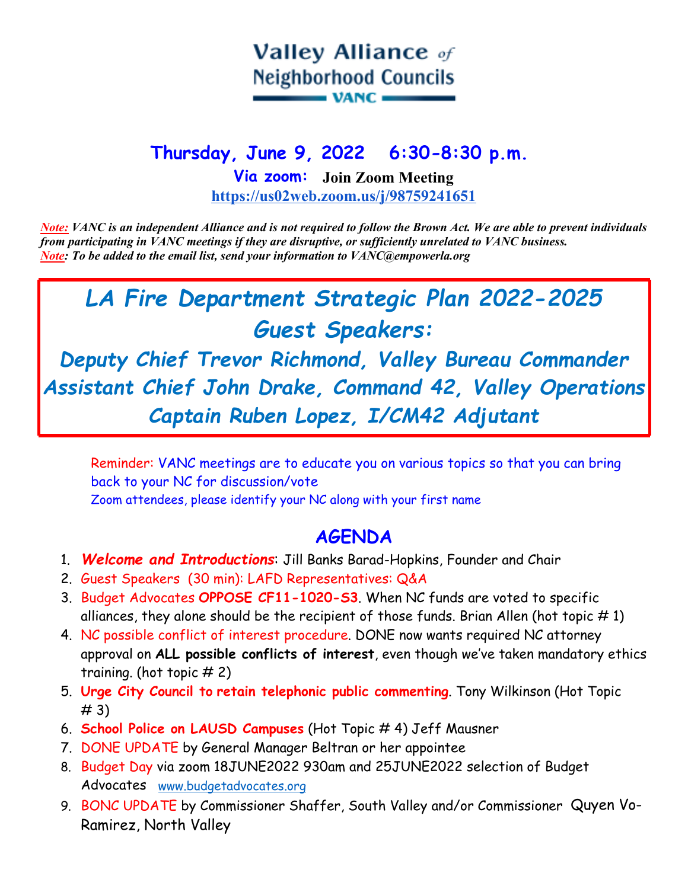# Valley Alliance of Neighborhood Councils

VANC

## Thursday, June 9, 2022 6:30-8:30 p.m.

**Via zoom: Join Zoom Meeting**
**https://us02web.zoom.us/j/98759241651**

***Note:*** ***VANC is an independent Alliance and is not required to follow the Brown Act. We are able to prevent individuals from participating in VANC meetings if they are disruptive, or sufficiently unrelated to VANC business.***
***Note*****: *To be added to the email list, send your information to VANC@empowerla.org***

## *LA Fire Department Strategic Plan 2022-2025*
## *Guest Speakers:*
### *Deputy Chief Trevor Richmond, Valley Bureau Commander*
### *Assistant Chief John Drake, Command 42, Valley Operations*
### *Captain Ruben Lopez, I/CM42 Adjutant*

Reminder: VANC meetings are to educate you on various topics so that you can bring back to your NC for discussion/vote
Zoom attendees, please identify your NC along with your first name

## AGENDA

1. ***Welcome and Introductions***: Jill Banks Barad-Hopkins, Founder and Chair
2. Guest Speakers (30 min): LAFD Representatives: Q&A
3. Budget Advocates **OPPOSE CF11-1020-S3**. When NC funds are voted to specific alliances, they alone should be the recipient of those funds. Brian Allen (hot topic # 1)
4. NC possible conflict of interest procedure. DONE now wants required NC attorney approval on **ALL possible conflicts of interest**, even though we've taken mandatory ethics training. (hot topic # 2)
5. **Urge City Council to retain telephonic public commenting**. Tony Wilkinson (Hot Topic # 3)
6. **School Police on LAUSD Campuses** (Hot Topic # 4) Jeff Mausner
7. DONE UPDATE by General Manager Beltran or her appointee
8. Budget Day via zoom 18JUNE2022 930am and 25JUNE2022 selection of Budget Advocates www.budgetadvocates.org
9. BONC UPDATE by Commissioner Shaffer, South Valley and/or Commissioner Quyen Vo-Ramirez, North Valley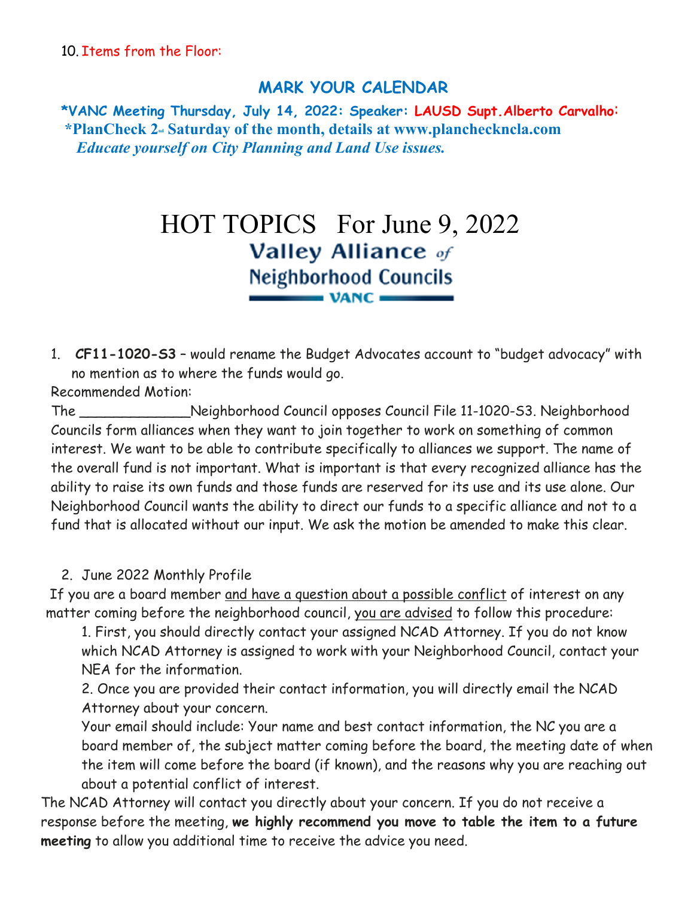10. Items from the Floor:

## MARK YOUR CALENDAR

**\*VANC Meeting Thursday, July 14, 2022: Speaker: LAUSD Supt.Alberto Carvalho:**

**\*PlanCheck 2nd Saturday of the month, details at www.planchecknela.com**

***Educate yourself on City Planning and Land Use issues.***

# HOT TOPICS For June 9, 2022

Valley Alliance of Neighborhood Councils

VANC

1. **CF11-1020-S3** – would rename the Budget Advocates account to "budget advocacy" with no mention as to where the funds would go.

Recommended Motion:

The _____________Neighborhood Council opposes Council File 11-1020-S3. Neighborhood Councils form alliances when they want to join together to work on something of common interest. We want to be able to contribute specifically to alliances we support. The name of the overall fund is not important. What is important is that every recognized alliance has the ability to raise its own funds and those funds are reserved for its use and its use alone. Our Neighborhood Council wants the ability to direct our funds to a specific alliance and not to a fund that is allocated without our input. We ask the motion be amended to make this clear.

2. June 2022 Monthly Profile

If you are a board member <u>and have a question about a possible conflict</u> of interest on any matter coming before the neighborhood council, <u>you are advised</u> to follow this procedure:

1. First, you should directly contact your assigned NCAD Attorney. If you do not know which NCAD Attorney is assigned to work with your Neighborhood Council, contact your NEA for the information.

2. Once you are provided their contact information, you will directly email the NCAD Attorney about your concern.

Your email should include: Your name and best contact information, the NC you are a board member of, the subject matter coming before the board, the meeting date of when the item will come before the board (if known), and the reasons why you are reaching out about a potential conflict of interest.

The NCAD Attorney will contact you directly about your concern. If you do not receive a response before the meeting, **we highly recommend you move to table the item to a future meeting** to allow you additional time to receive the advice you need.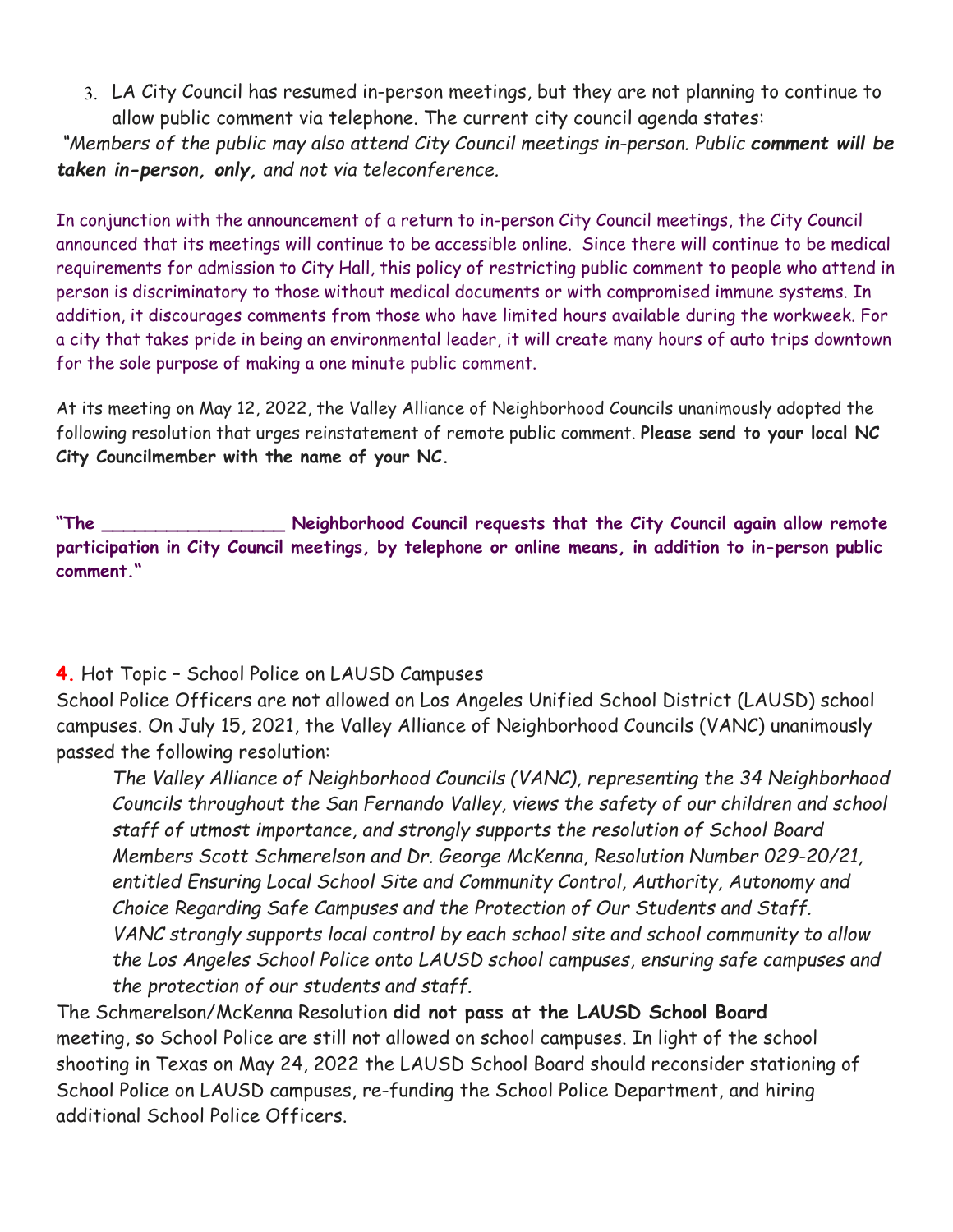3. LA City Council has resumed in-person meetings, but they are not planning to continue to allow public comment via telephone. The current city council agenda states:

*"Members of the public may also attend City Council meetings in-person. Public **comment will be taken in-person, only,** and not via teleconference.*

In conjunction with the announcement of a return to in-person City Council meetings, the City Council announced that its meetings will continue to be accessible online. Since there will continue to be medical requirements for admission to City Hall, this policy of restricting public comment to people who attend in person is discriminatory to those without medical documents or with compromised immune systems. In addition, it discourages comments from those who have limited hours available during the workweek. For a city that takes pride in being an environmental leader, it will create many hours of auto trips downtown for the sole purpose of making a one minute public comment.

At its meeting on May 12, 2022, the Valley Alliance of Neighborhood Councils unanimously adopted the following resolution that urges reinstatement of remote public comment. **Please send to your local NC City Councilmember with the name of your NC.**

**"The _________________ Neighborhood Council requests that the City Council again allow remote participation in City Council meetings, by telephone or online means, in addition to in-person public comment."**

**4.** Hot Topic – School Police on LAUSD Campuses

School Police Officers are not allowed on Los Angeles Unified School District (LAUSD) school campuses. On July 15, 2021, the Valley Alliance of Neighborhood Councils (VANC) unanimously passed the following resolution:

> *The Valley Alliance of Neighborhood Councils (VANC), representing the 34 Neighborhood Councils throughout the San Fernando Valley, views the safety of our children and school staff of utmost importance, and strongly supports the resolution of School Board Members Scott Schmerelson and Dr. George McKenna, Resolution Number 029-20/21, entitled Ensuring Local School Site and Community Control, Authority, Autonomy and Choice Regarding Safe Campuses and the Protection of Our Students and Staff. VANC strongly supports local control by each school site and school community to allow the Los Angeles School Police onto LAUSD school campuses, ensuring safe campuses and the protection of our students and staff.*

The Schmerelson/McKenna Resolution **did not pass at the LAUSD School Board** meeting, so School Police are still not allowed on school campuses. In light of the school shooting in Texas on May 24, 2022 the LAUSD School Board should reconsider stationing of School Police on LAUSD campuses, re-funding the School Police Department, and hiring additional School Police Officers.